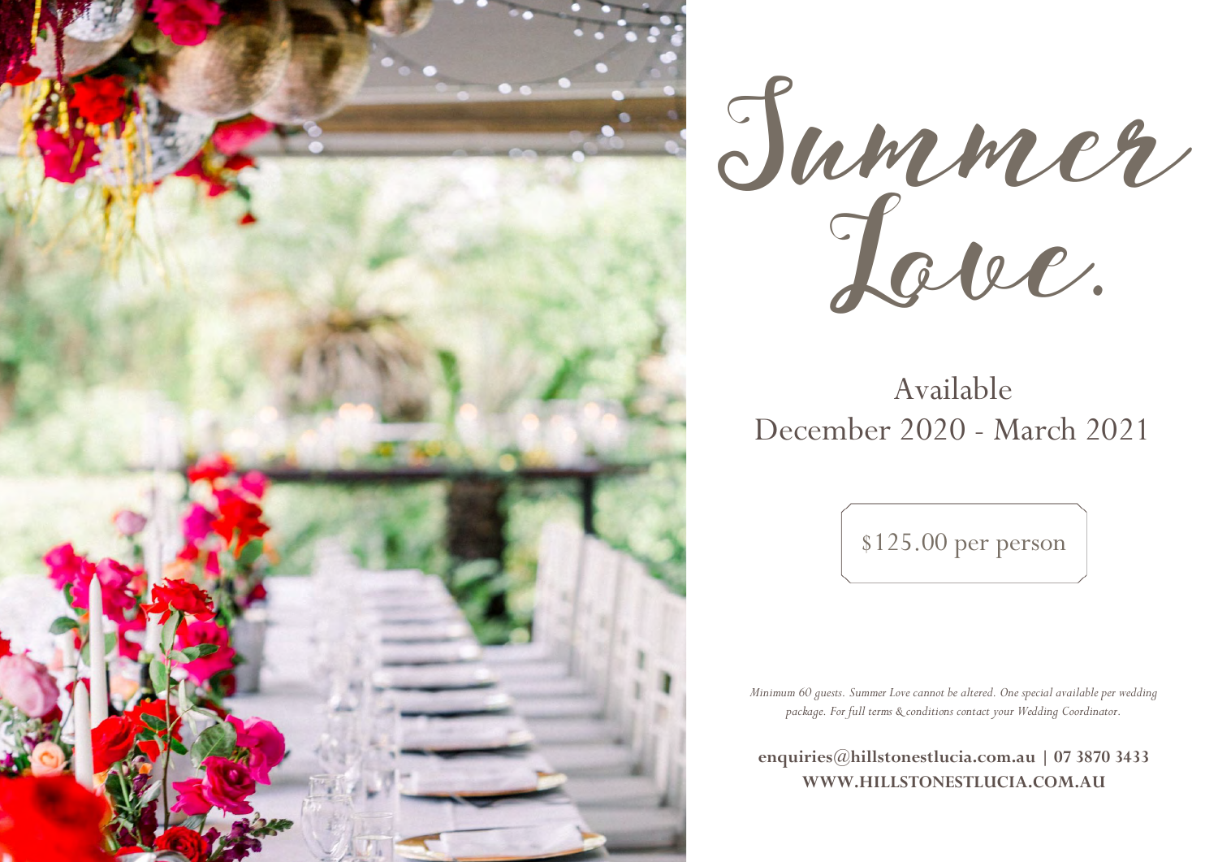# Summer Love.

Available
December 2020 - March 2021

$125.00 per person

*Minimum 60 guests. Summer Love cannot be altered. One special available per wedding package. For full terms & conditions contact your Wedding Coordinator.*

**enquiries@hillstonestlucia.com.au | 07 3870 3433**
**WWW.HILLSTONESTLUCIA.COM.AU**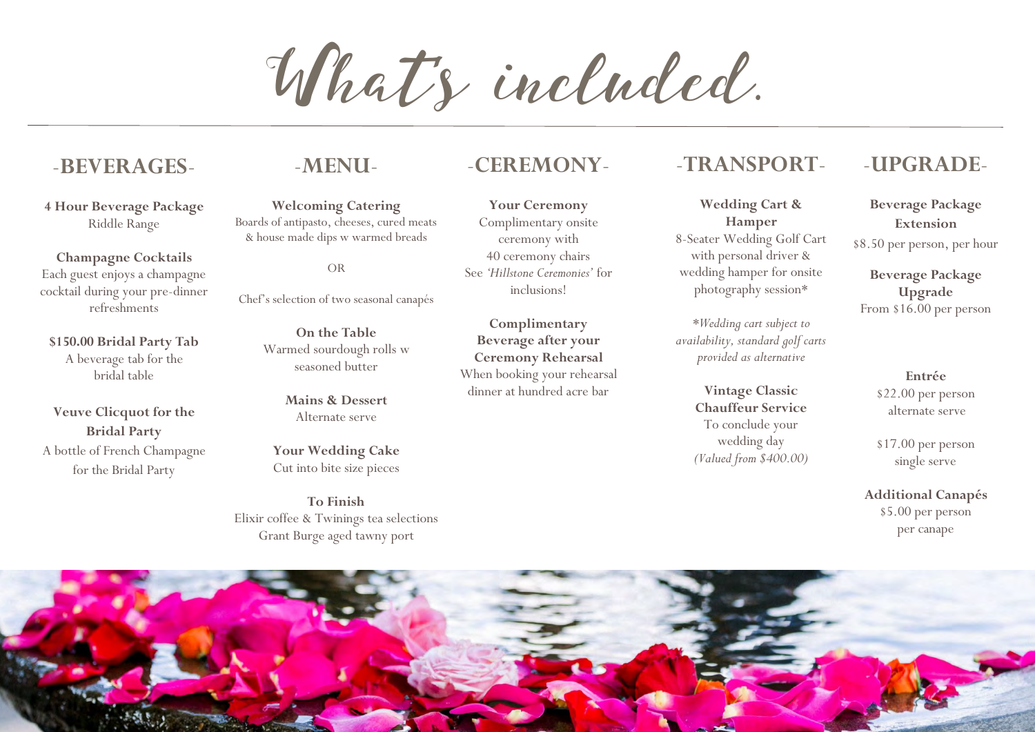# What's included.

## -BEVERAGES-

**4 Hour Beverage Package**
Riddle Range

**Champagne Cocktails**
Each guest enjoys a champagne cocktail during your pre-dinner refreshments

**$150.00 Bridal Party Tab**
A beverage tab for the bridal table

**Veuve Clicquot for the Bridal Party**
A bottle of French Champagne for the Bridal Party

## -MENU-

**Welcoming Catering**
Boards of antipasto, cheeses, cured meats & house made dips w warmed breads

OR

Chef's selection of two seasonal canapés

**On the Table**
Warmed sourdough rolls w seasoned butter

**Mains & Dessert**
Alternate serve

**Your Wedding Cake**
Cut into bite size pieces

**To Finish**
Elixir coffee & Twinings tea selections
Grant Burge aged tawny port

## -CEREMONY-

**Your Ceremony**
Complimentary onsite ceremony with 40 ceremony chairs
See *'Hillstone Ceremonies'* for inclusions!

**Complimentary Beverage after your Ceremony Rehearsal**
When booking your rehearsal dinner at hundred acre bar

## -TRANSPORT-

**Wedding Cart & Hamper**
8-Seater Wedding Golf Cart with personal driver & wedding hamper for onsite photography session*

**Wedding cart subject to availability, standard golf carts provided as alternative*

**Vintage Classic Chauffeur Service**
To conclude your wedding day
*(Valued from $400.00)*

## -UPGRADE-

**Beverage Package Extension**
$8.50 per person, per hour

**Beverage Package Upgrade**
From $16.00 per person

**Entrée**
$22.00 per person alternate serve

$17.00 per person single serve

**Additional Canapés**
$5.00 per person per canape